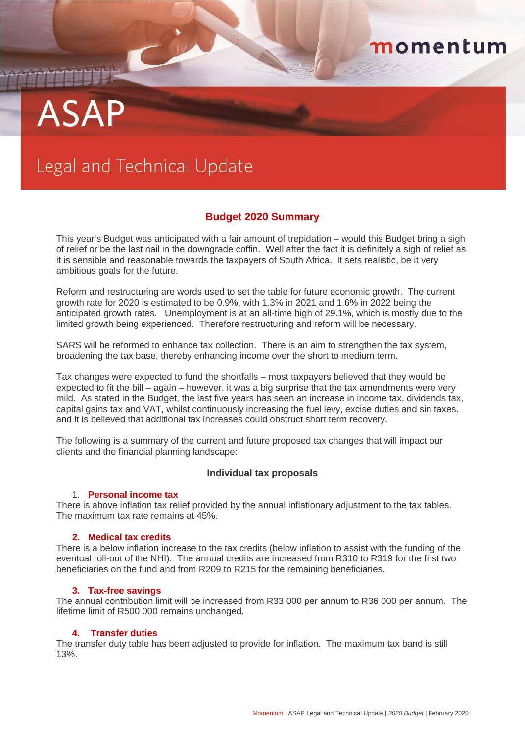# ASAP

## Legal and Technical Update

### Budget 2020 Summary

This year's Budget was anticipated with a fair amount of trepidation – would this Budget bring a sigh of relief or be the last nail in the downgrade coffin. Well after the fact it is definitely a sigh of relief as it is sensible and reasonable towards the taxpayers of South Africa. It sets realistic, be it very ambitious goals for the future.

Reform and restructuring are words used to set the table for future economic growth. The current growth rate for 2020 is estimated to be 0.9%, with 1.3% in 2021 and 1.6% in 2022 being the anticipated growth rates. Unemployment is at an all-time high of 29.1%, which is mostly due to the limited growth being experienced. Therefore restructuring and reform will be necessary.

SARS will be reformed to enhance tax collection. There is an aim to strengthen the tax system, broadening the tax base, thereby enhancing income over the short to medium term.

Tax changes were expected to fund the shortfalls – most taxpayers believed that they would be expected to fit the bill – again – however, it was a big surprise that the tax amendments were very mild. As stated in the Budget, the last five years has seen an increase in income tax, dividends tax, capital gains tax and VAT, whilst continuously increasing the fuel levy, excise duties and sin taxes. and it is believed that additional tax increases could obstruct short term recovery.

The following is a summary of the current and future proposed tax changes that will impact our clients and the financial planning landscape:

#### Individual tax proposals

1. **Personal income tax**

There is above inflation tax relief provided by the annual inflationary adjustment to the tax tables. The maximum tax rate remains at 45%.

2. **Medical tax credits**

There is a below inflation increase to the tax credits (below inflation to assist with the funding of the eventual roll-out of the NHI). The annual credits are increased from R310 to R319 for the first two beneficiaries on the fund and from R209 to R215 for the remaining beneficiaries.

3. **Tax-free savings**

The annual contribution limit will be increased from R33 000 per annum to R36 000 per annum. The lifetime limit of R500 000 remains unchanged.

4. **Transfer duties**

The transfer duty table has been adjusted to provide for inflation. The maximum tax band is still 13%.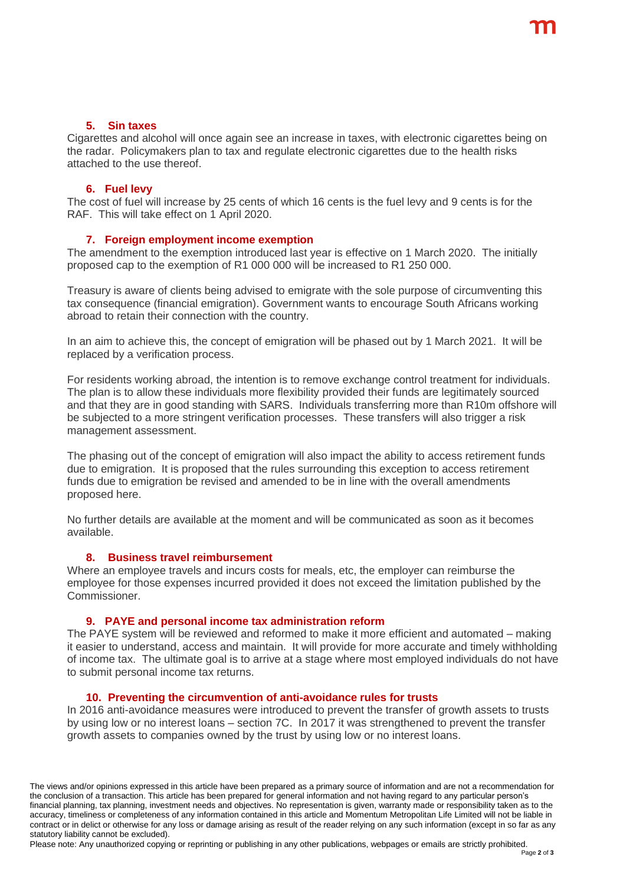### 5. Sin taxes

Cigarettes and alcohol will once again see an increase in taxes, with electronic cigarettes being on the radar. Policymakers plan to tax and regulate electronic cigarettes due to the health risks attached to the use thereof.

### 6. Fuel levy

The cost of fuel will increase by 25 cents of which 16 cents is the fuel levy and 9 cents is for the RAF. This will take effect on 1 April 2020.

### 7. Foreign employment income exemption

The amendment to the exemption introduced last year is effective on 1 March 2020. The initially proposed cap to the exemption of R1 000 000 will be increased to R1 250 000.

Treasury is aware of clients being advised to emigrate with the sole purpose of circumventing this tax consequence (financial emigration). Government wants to encourage South Africans working abroad to retain their connection with the country.

In an aim to achieve this, the concept of emigration will be phased out by 1 March 2021. It will be replaced by a verification process.

For residents working abroad, the intention is to remove exchange control treatment for individuals. The plan is to allow these individuals more flexibility provided their funds are legitimately sourced and that they are in good standing with SARS. Individuals transferring more than R10m offshore will be subjected to a more stringent verification processes. These transfers will also trigger a risk management assessment.

The phasing out of the concept of emigration will also impact the ability to access retirement funds due to emigration. It is proposed that the rules surrounding this exception to access retirement funds due to emigration be revised and amended to be in line with the overall amendments proposed here.

No further details are available at the moment and will be communicated as soon as it becomes available.

### 8. Business travel reimbursement

Where an employee travels and incurs costs for meals, etc, the employer can reimburse the employee for those expenses incurred provided it does not exceed the limitation published by the Commissioner.

### 9. PAYE and personal income tax administration reform

The PAYE system will be reviewed and reformed to make it more efficient and automated – making it easier to understand, access and maintain. It will provide for more accurate and timely withholding of income tax. The ultimate goal is to arrive at a stage where most employed individuals do not have to submit personal income tax returns.

### 10. Preventing the circumvention of anti-avoidance rules for trusts

In 2016 anti-avoidance measures were introduced to prevent the transfer of growth assets to trusts by using low or no interest loans – section 7C. In 2017 it was strengthened to prevent the transfer growth assets to companies owned by the trust by using low or no interest loans.

The views and/or opinions expressed in this article have been prepared as a primary source of information and are not a recommendation for the conclusion of a transaction. This article has been prepared for general information and not having regard to any particular person's financial planning, tax planning, investment needs and objectives. No representation is given, warranty made or responsibility taken as to the accuracy, timeliness or completeness of any information contained in this article and Momentum Metropolitan Life Limited will not be liable in contract or in delict or otherwise for any loss or damage arising as result of the reader relying on any such information (except in so far as any statutory liability cannot be excluded).

Please note: Any unauthorized copying or reprinting or publishing in any other publications, webpages or emails are strictly prohibited.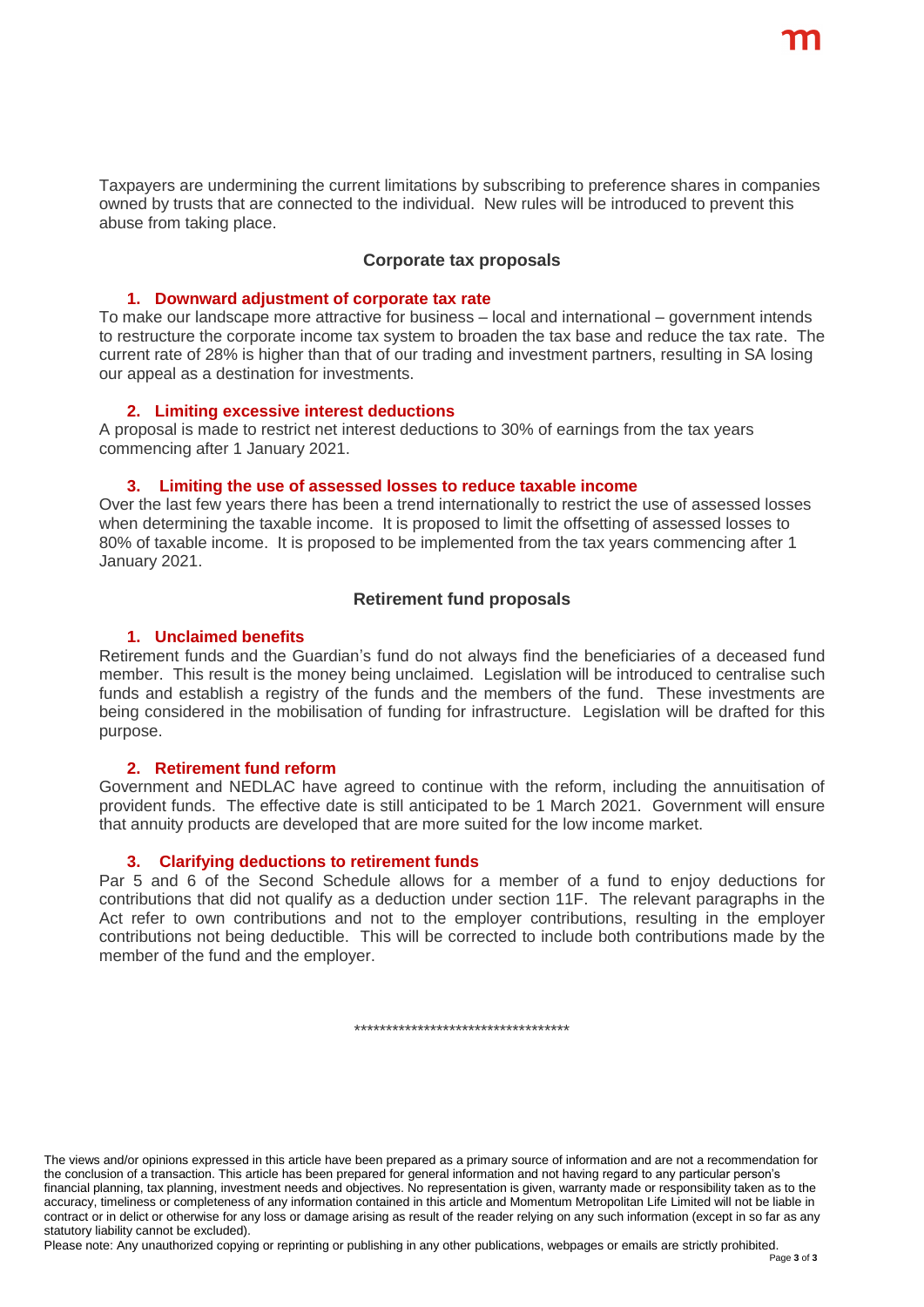Taxpayers are undermining the current limitations by subscribing to preference shares in companies owned by trusts that are connected to the individual. New rules will be introduced to prevent this abuse from taking place.

## Corporate tax proposals

### 1. Downward adjustment of corporate tax rate

To make our landscape more attractive for business – local and international – government intends to restructure the corporate income tax system to broaden the tax base and reduce the tax rate. The current rate of 28% is higher than that of our trading and investment partners, resulting in SA losing our appeal as a destination for investments.

### 2. Limiting excessive interest deductions

A proposal is made to restrict net interest deductions to 30% of earnings from the tax years commencing after 1 January 2021.

### 3. Limiting the use of assessed losses to reduce taxable income

Over the last few years there has been a trend internationally to restrict the use of assessed losses when determining the taxable income. It is proposed to limit the offsetting of assessed losses to 80% of taxable income. It is proposed to be implemented from the tax years commencing after 1 January 2021.

## Retirement fund proposals

### 1. Unclaimed benefits

Retirement funds and the Guardian's fund do not always find the beneficiaries of a deceased fund member. This result is the money being unclaimed. Legislation will be introduced to centralise such funds and establish a registry of the funds and the members of the fund. These investments are being considered in the mobilisation of funding for infrastructure. Legislation will be drafted for this purpose.

### 2. Retirement fund reform

Government and NEDLAC have agreed to continue with the reform, including the annuitisation of provident funds. The effective date is still anticipated to be 1 March 2021. Government will ensure that annuity products are developed that are more suited for the low income market.

### 3. Clarifying deductions to retirement funds

Par 5 and 6 of the Second Schedule allows for a member of a fund to enjoy deductions for contributions that did not qualify as a deduction under section 11F. The relevant paragraphs in the Act refer to own contributions and not to the employer contributions, resulting in the employer contributions not being deductible. This will be corrected to include both contributions made by the member of the fund and the employer.

***********************************

The views and/or opinions expressed in this article have been prepared as a primary source of information and are not a recommendation for the conclusion of a transaction. This article has been prepared for general information and not having regard to any particular person's financial planning, tax planning, investment needs and objectives. No representation is given, warranty made or responsibility taken as to the accuracy, timeliness or completeness of any information contained in this article and Momentum Metropolitan Life Limited will not be liable in contract or in delict or otherwise for any loss or damage arising as result of the reader relying on any such information (except in so far as any statutory liability cannot be excluded).

Please note: Any unauthorized copying or reprinting or publishing in any other publications, webpages or emails are strictly prohibited.